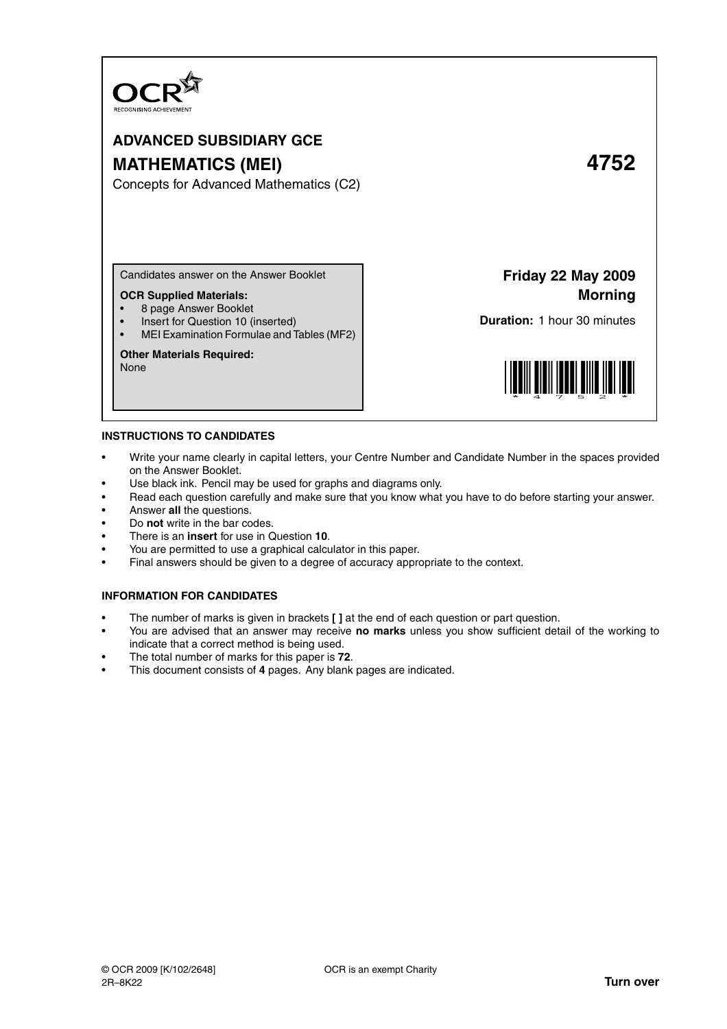OCR
RECOGNISING ACHIEVEMENT

# ADVANCED SUBSIDIARY GCE

## MATHEMATICS (MEI) 4752

Concepts for Advanced Mathematics (C2)

Candidates answer on the Answer Booklet

**OCR Supplied Materials:**

- 8 page Answer Booklet
- Insert for Question 10 (inserted)
- MEI Examination Formulae and Tables (MF2)

**Other Materials Required:**
None

**Friday 22 May 2009**
**Morning**

**Duration:** 1 hour 30 minutes

*4752*

## INSTRUCTIONS TO CANDIDATES

- Write your name clearly in capital letters, your Centre Number and Candidate Number in the spaces provided on the Answer Booklet.
- Use black ink. Pencil may be used for graphs and diagrams only.
- Read each question carefully and make sure that you know what you have to do before starting your answer.
- Answer **all** the questions.
- Do **not** write in the bar codes.
- There is an **insert** for use in Question **10**.
- You are permitted to use a graphical calculator in this paper.
- Final answers should be given to a degree of accuracy appropriate to the context.

## INFORMATION FOR CANDIDATES

- The number of marks is given in brackets **[ ]** at the end of each question or part question.
- You are advised that an answer may receive **no marks** unless you show sufficient detail of the working to indicate that a correct method is being used.
- The total number of marks for this paper is **72**.
- This document consists of **4** pages. Any blank pages are indicated.

© OCR 2009 [K/102/2648]
2R–8K22

OCR is an exempt Charity

**Turn over**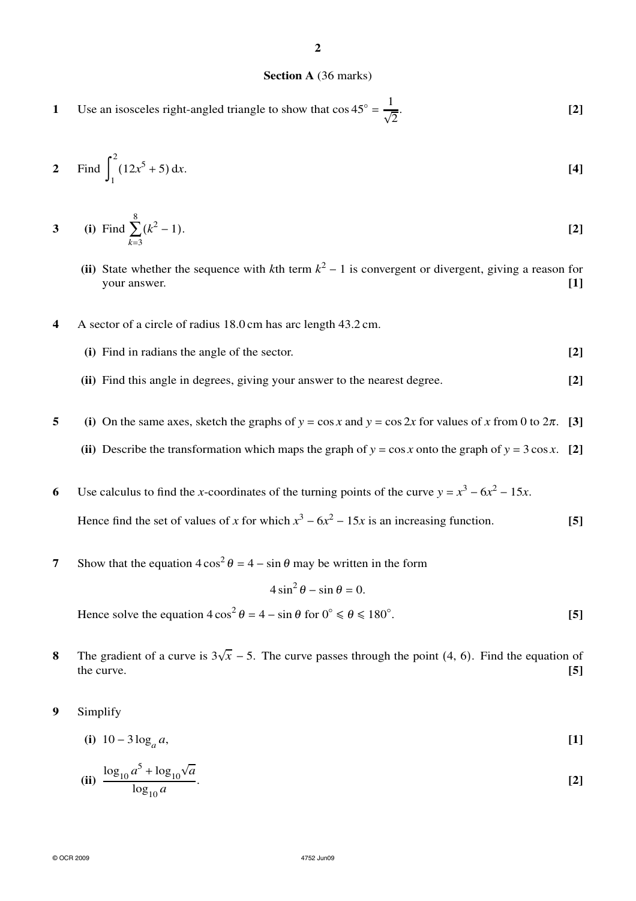**Section A** (36 marks)

**1** Use an isosceles right-angled triangle to show that $\cos 45° = \frac{1}{\sqrt{2}}$. **[2]**

**2** Find $\int_1^2 (12x^5 + 5)\,dx$. **[4]**

**3** **(i)** Find $\sum_{k=3}^{8} (k^2 - 1)$. **[2]**

**(ii)** State whether the sequence with $k$th term $k^2 - 1$ is convergent or divergent, giving a reason for your answer. **[1]**

**4** A sector of a circle of radius 18.0 cm has arc length 43.2 cm.

**(i)** Find in radians the angle of the sector. **[2]**

**(ii)** Find this angle in degrees, giving your answer to the nearest degree. **[2]**

**5** **(i)** On the same axes, sketch the graphs of $y = \cos x$ and $y = \cos 2x$ for values of $x$ from 0 to $2\pi$. **[3]**

**(ii)** Describe the transformation which maps the graph of $y = \cos x$ onto the graph of $y = 3\cos x$. **[2]**

**6** Use calculus to find the $x$-coordinates of the turning points of the curve $y = x^3 - 6x^2 - 15x$.

Hence find the set of values of $x$ for which $x^3 - 6x^2 - 15x$ is an increasing function. **[5]**

**7** Show that the equation $4\cos^2\theta = 4 - \sin\theta$ may be written in the form

$$4\sin^2\theta - \sin\theta = 0.$$

Hence solve the equation $4\cos^2\theta = 4 - \sin\theta$ for $0° \leqslant \theta \leqslant 180°$. **[5]**

**8** The gradient of a curve is $3\sqrt{x} - 5$. The curve passes through the point (4, 6). Find the equation of the curve. **[5]**

**9** Simplify

**(i)** $10 - 3\log_a a$, **[1]**

**(ii)** $\dfrac{\log_{10} a^5 + \log_{10}\sqrt{a}}{\log_{10} a}$. **[2]**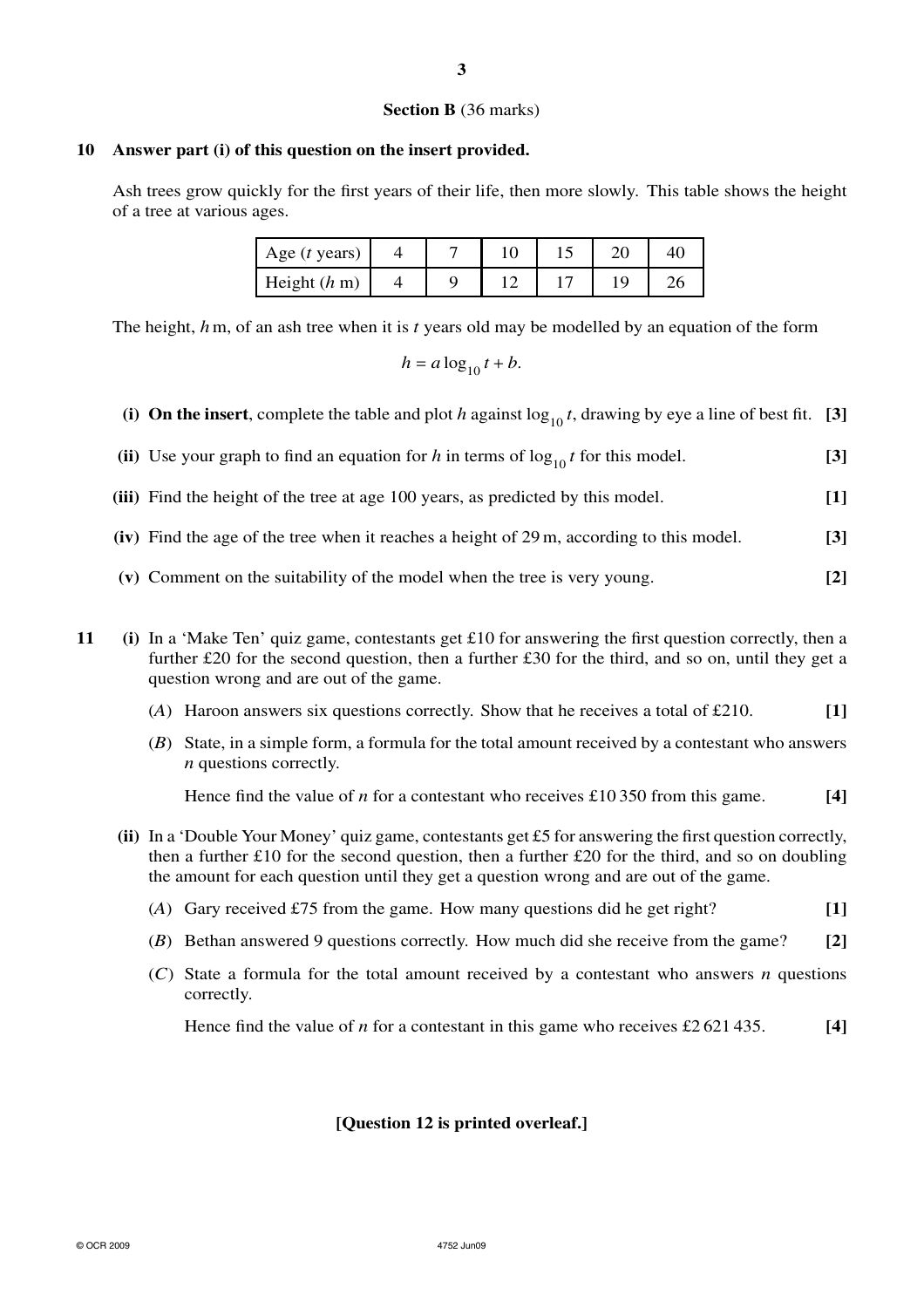**Section B** (36 marks)

**10 Answer part (i) of this question on the insert provided.**

Ash trees grow quickly for the first years of their life, then more slowly. This table shows the height of a tree at various ages.

| Age ($t$ years) | 4 | 7 | 10 | 15 | 20 | 40 |
|---|---|---|---|---|---|---|
| Height ($h$ m) | 4 | 9 | 12 | 17 | 19 | 26 |

The height, $h$ m, of an ash tree when it is $t$ years old may be modelled by an equation of the form

$$h = a \log_{10} t + b.$$

**(i)** **On the insert**, complete the table and plot $h$ against $\log_{10} t$, drawing by eye a line of best fit. **[3]**

**(ii)** Use your graph to find an equation for $h$ in terms of $\log_{10} t$ for this model. **[3]**

**(iii)** Find the height of the tree at age 100 years, as predicted by this model. **[1]**

**(iv)** Find the age of the tree when it reaches a height of 29 m, according to this model. **[3]**

**(v)** Comment on the suitability of the model when the tree is very young. **[2]**

**11** **(i)** In a 'Make Ten' quiz game, contestants get £10 for answering the first question correctly, then a further £20 for the second question, then a further £30 for the third, and so on, until they get a question wrong and are out of the game.

(*A*) Haroon answers six questions correctly. Show that he receives a total of £210. **[1]**

(*B*) State, in a simple form, a formula for the total amount received by a contestant who answers $n$ questions correctly.

Hence find the value of $n$ for a contestant who receives £10 350 from this game. **[4]**

**(ii)** In a 'Double Your Money' quiz game, contestants get £5 for answering the first question correctly, then a further £10 for the second question, then a further £20 for the third, and so on doubling the amount for each question until they get a question wrong and are out of the game.

(*A*) Gary received £75 from the game. How many questions did he get right? **[1]**

(*B*) Bethan answered 9 questions correctly. How much did she receive from the game? **[2]**

(*C*) State a formula for the total amount received by a contestant who answers $n$ questions correctly.

Hence find the value of $n$ for a contestant in this game who receives £2 621 435. **[4]**

**[Question 12 is printed overleaf.]**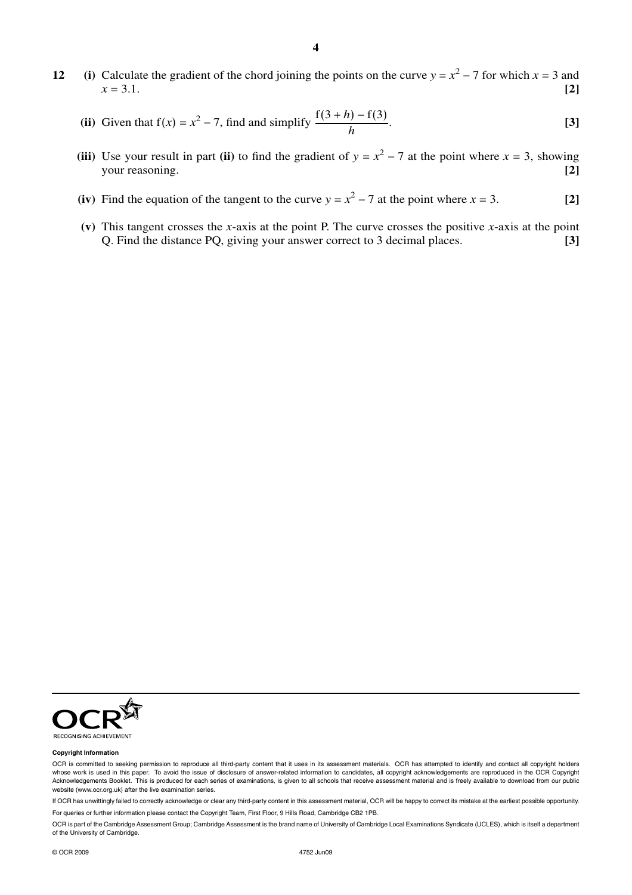**12** **(i)** Calculate the gradient of the chord joining the points on the curve $y = x^2 - 7$ for which $x = 3$ and $x = 3.1$. **[2]**

**(ii)** Given that $f(x) = x^2 - 7$, find and simplify $\dfrac{f(3 + h) - f(3)}{h}$. **[3]**

**(iii)** Use your result in part **(ii)** to find the gradient of $y = x^2 - 7$ at the point where $x = 3$, showing your reasoning. **[2]**

**(iv)** Find the equation of the tangent to the curve $y = x^2 - 7$ at the point where $x = 3$. **[2]**

**(v)** This tangent crosses the $x$-axis at the point P. The curve crosses the positive $x$-axis at the point Q. Find the distance PQ, giving your answer correct to 3 decimal places. **[3]**

**Copyright Information**

OCR is committed to seeking permission to reproduce all third-party content that it uses in its assessment materials. OCR has attempted to identify and contact all copyright holders whose work is used in this paper. To avoid the issue of disclosure of answer-related information to candidates, all copyright acknowledgements are reproduced in the OCR Copyright Acknowledgements Booklet. This is produced for each series of examinations, is given to all schools that receive assessment material and is freely available to download from our public website (www.ocr.org.uk) after the live examination series.

If OCR has unwittingly failed to correctly acknowledge or clear any third-party content in this assessment material, OCR will be happy to correct its mistake at the earliest possible opportunity.

For queries or further information please contact the Copyright Team, First Floor, 9 Hills Road, Cambridge CB2 1PB.

OCR is part of the Cambridge Assessment Group; Cambridge Assessment is the brand name of University of Cambridge Local Examinations Syndicate (UCLES), which is itself a department of the University of Cambridge.

© OCR 2009 4752 Jun09